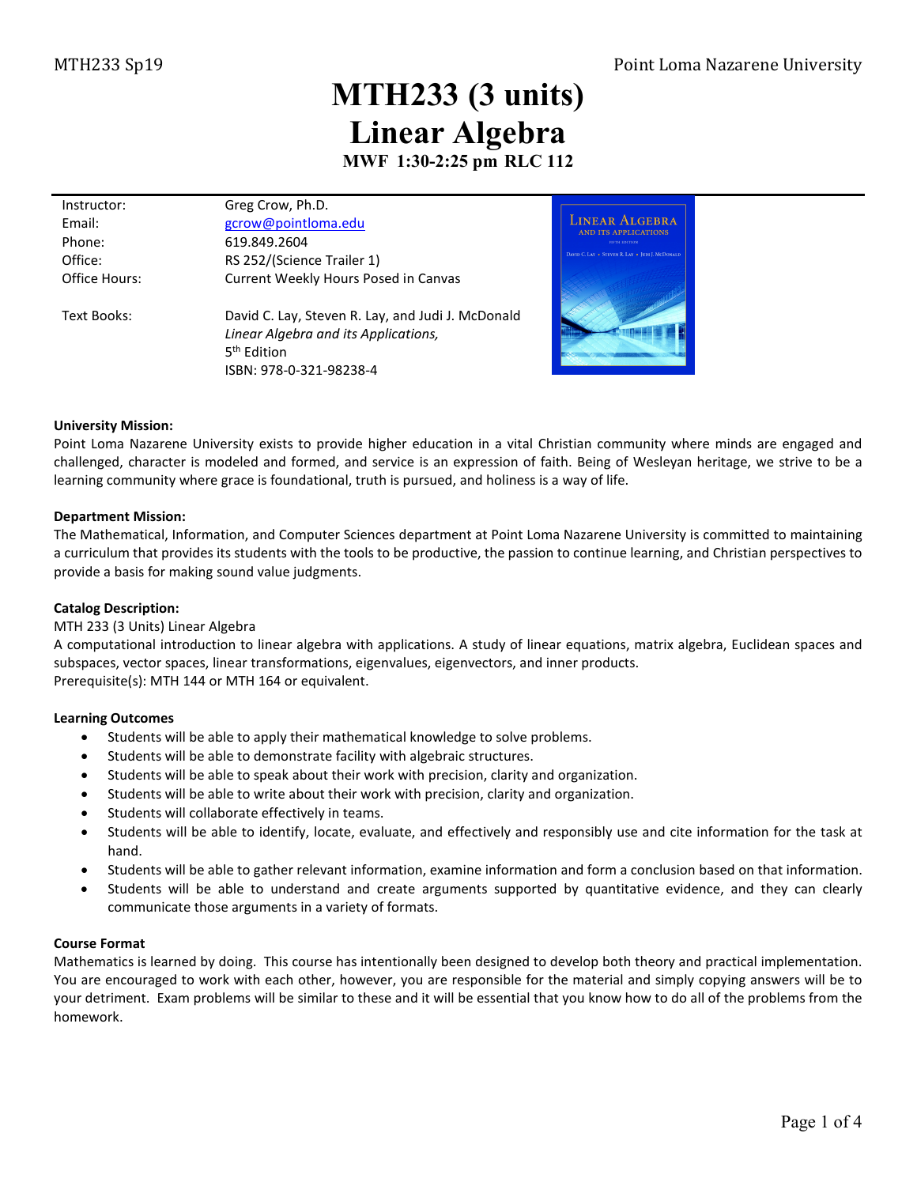# MTH233 (3 units)
# Linear Algebra
### MWF 1:30-2:25 pm RLC 112

| | |
|---|---|
| Instructor: | Greg Crow, Ph.D. |
| Email: | gcrow@pointloma.edu |
| Phone: | 619.849.2604 |
| Office: | RS 252/(Science Trailer 1) |
| Office Hours: | Current Weekly Hours Posed in Canvas |
| Text Books: | David C. Lay, Steven R. Lay, and Judi J. McDonald *Linear Algebra and its Applications,* 5th Edition ISBN: 978-0-321-98238-4 |

**University Mission:**
Point Loma Nazarene University exists to provide higher education in a vital Christian community where minds are engaged and challenged, character is modeled and formed, and service is an expression of faith. Being of Wesleyan heritage, we strive to be a learning community where grace is foundational, truth is pursued, and holiness is a way of life.

**Department Mission:**
The Mathematical, Information, and Computer Sciences department at Point Loma Nazarene University is committed to maintaining a curriculum that provides its students with the tools to be productive, the passion to continue learning, and Christian perspectives to provide a basis for making sound value judgments.

**Catalog Description:**
MTH 233 (3 Units) Linear Algebra
A computational introduction to linear algebra with applications. A study of linear equations, matrix algebra, Euclidean spaces and subspaces, vector spaces, linear transformations, eigenvalues, eigenvectors, and inner products.
Prerequisite(s): MTH 144 or MTH 164 or equivalent.

**Learning Outcomes**

- Students will be able to apply their mathematical knowledge to solve problems.
- Students will be able to demonstrate facility with algebraic structures.
- Students will be able to speak about their work with precision, clarity and organization.
- Students will be able to write about their work with precision, clarity and organization.
- Students will collaborate effectively in teams.
- Students will be able to identify, locate, evaluate, and effectively and responsibly use and cite information for the task at hand.
- Students will be able to gather relevant information, examine information and form a conclusion based on that information.
- Students will be able to understand and create arguments supported by quantitative evidence, and they can clearly communicate those arguments in a variety of formats.

**Course Format**
Mathematics is learned by doing. This course has intentionally been designed to develop both theory and practical implementation. You are encouraged to work with each other, however, you are responsible for the material and simply copying answers will be to your detriment. Exam problems will be similar to these and it will be essential that you know how to do all of the problems from the homework.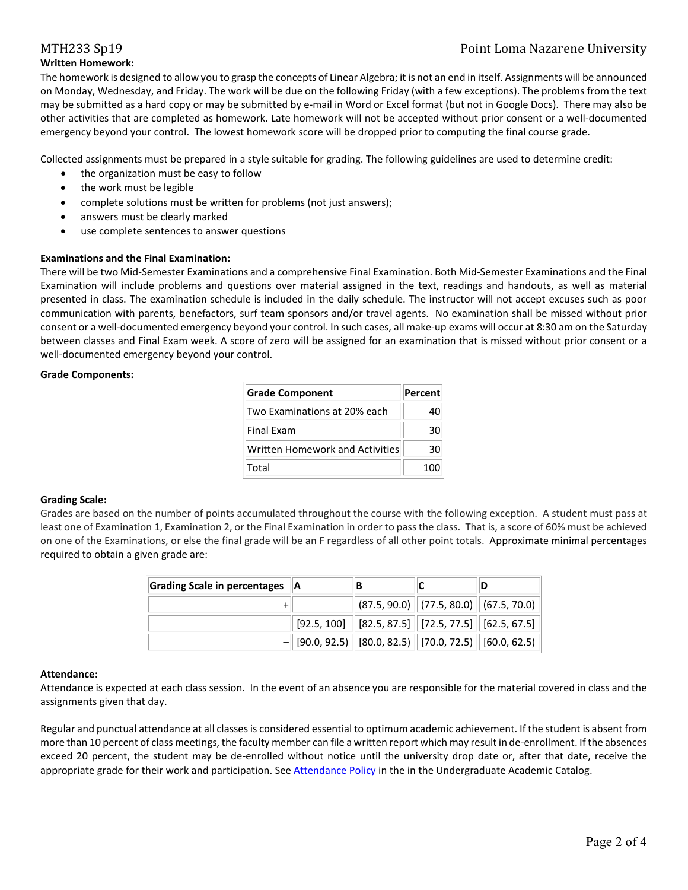**Written Homework:**

The homework is designed to allow you to grasp the concepts of Linear Algebra; it is not an end in itself. Assignments will be announced on Monday, Wednesday, and Friday. The work will be due on the following Friday (with a few exceptions). The problems from the text may be submitted as a hard copy or may be submitted by e-mail in Word or Excel format (but not in Google Docs). There may also be other activities that are completed as homework. Late homework will not be accepted without prior consent or a well-documented emergency beyond your control. The lowest homework score will be dropped prior to computing the final course grade.

Collected assignments must be prepared in a style suitable for grading. The following guidelines are used to determine credit:

- the organization must be easy to follow
- the work must be legible
- complete solutions must be written for problems (not just answers);
- answers must be clearly marked
- use complete sentences to answer questions

**Examinations and the Final Examination:**

There will be two Mid-Semester Examinations and a comprehensive Final Examination. Both Mid-Semester Examinations and the Final Examination will include problems and questions over material assigned in the text, readings and handouts, as well as material presented in class. The examination schedule is included in the daily schedule. The instructor will not accept excuses such as poor communication with parents, benefactors, surf team sponsors and/or travel agents. No examination shall be missed without prior consent or a well-documented emergency beyond your control. In such cases, all make-up exams will occur at 8:30 am on the Saturday between classes and Final Exam week. A score of zero will be assigned for an examination that is missed without prior consent or a well-documented emergency beyond your control.

**Grade Components:**

| Grade Component | Percent |
|---|---|
| Two Examinations at 20% each | 40 |
| Final Exam | 30 |
| Written Homework and Activities | 30 |
| Total | 100 |

**Grading Scale:**

Grades are based on the number of points accumulated throughout the course with the following exception. A student must pass at least one of Examination 1, Examination 2, or the Final Examination in order to pass the class. That is, a score of 60% must be achieved on one of the Examinations, or else the final grade will be an F regardless of all other point totals. Approximate minimal percentages required to obtain a given grade are:

| Grading Scale in percentages | A | B | C | D |
|---|---|---|---|---|
| + | | (87.5, 90.0) | (77.5, 80.0) | (67.5, 70.0) |
| | [92.5, 100] | [82.5, 87.5] | [72.5, 77.5] | [62.5, 67.5] |
| − | [90.0, 92.5) | [80.0, 82.5) | [70.0, 72.5) | [60.0, 62.5) |

**Attendance:**

Attendance is expected at each class session. In the event of an absence you are responsible for the material covered in class and the assignments given that day.

Regular and punctual attendance at all classes is considered essential to optimum academic achievement. If the student is absent from more than 10 percent of class meetings, the faculty member can file a written report which may result in de-enrollment. If the absences exceed 20 percent, the student may be de-enrolled without notice until the university drop date or, after that date, receive the appropriate grade for their work and participation. See Attendance Policy in the in the Undergraduate Academic Catalog.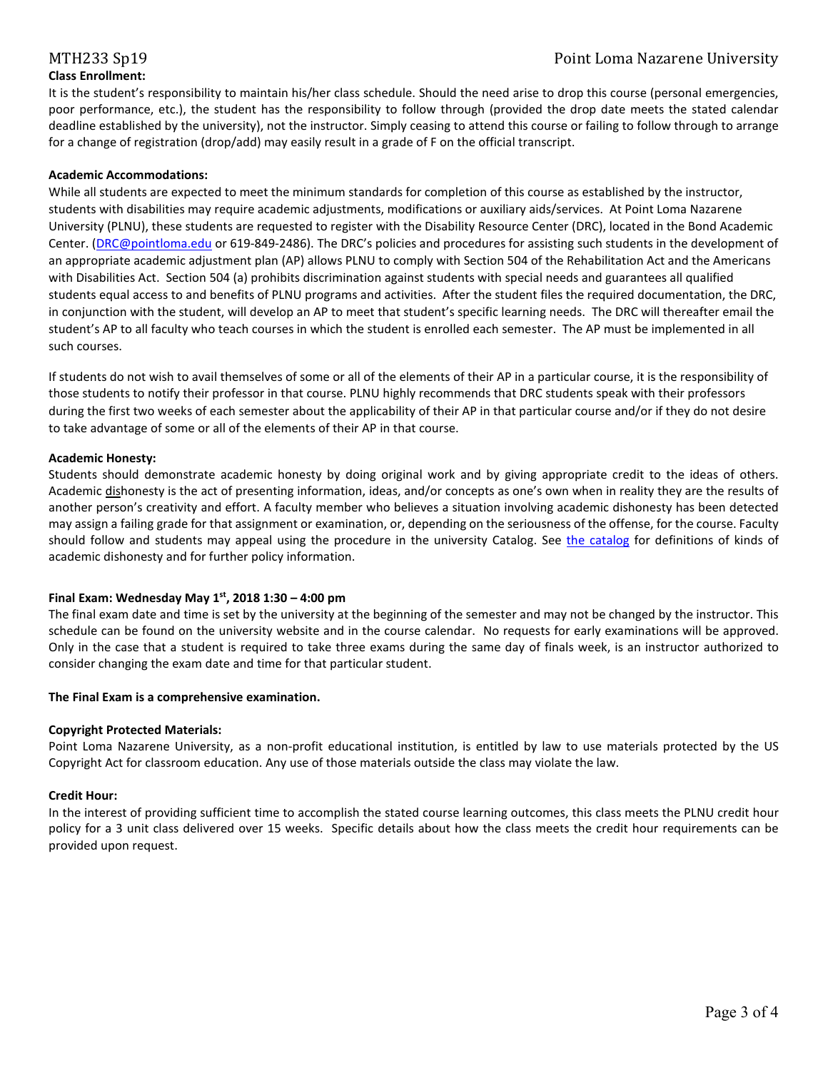**Class Enrollment:**

It is the student's responsibility to maintain his/her class schedule. Should the need arise to drop this course (personal emergencies, poor performance, etc.), the student has the responsibility to follow through (provided the drop date meets the stated calendar deadline established by the university), not the instructor. Simply ceasing to attend this course or failing to follow through to arrange for a change of registration (drop/add) may easily result in a grade of F on the official transcript.

**Academic Accommodations:**

While all students are expected to meet the minimum standards for completion of this course as established by the instructor, students with disabilities may require academic adjustments, modifications or auxiliary aids/services. At Point Loma Nazarene University (PLNU), these students are requested to register with the Disability Resource Center (DRC), located in the Bond Academic Center. (DRC@pointloma.edu or 619-849-2486). The DRC's policies and procedures for assisting such students in the development of an appropriate academic adjustment plan (AP) allows PLNU to comply with Section 504 of the Rehabilitation Act and the Americans with Disabilities Act. Section 504 (a) prohibits discrimination against students with special needs and guarantees all qualified students equal access to and benefits of PLNU programs and activities. After the student files the required documentation, the DRC, in conjunction with the student, will develop an AP to meet that student's specific learning needs. The DRC will thereafter email the student's AP to all faculty who teach courses in which the student is enrolled each semester. The AP must be implemented in all such courses.

If students do not wish to avail themselves of some or all of the elements of their AP in a particular course, it is the responsibility of those students to notify their professor in that course. PLNU highly recommends that DRC students speak with their professors during the first two weeks of each semester about the applicability of their AP in that particular course and/or if they do not desire to take advantage of some or all of the elements of their AP in that course.

**Academic Honesty:**

Students should demonstrate academic honesty by doing original work and by giving appropriate credit to the ideas of others. Academic dishonesty is the act of presenting information, ideas, and/or concepts as one's own when in reality they are the results of another person's creativity and effort. A faculty member who believes a situation involving academic dishonesty has been detected may assign a failing grade for that assignment or examination, or, depending on the seriousness of the offense, for the course. Faculty should follow and students may appeal using the procedure in the university Catalog. See the catalog for definitions of kinds of academic dishonesty and for further policy information.

**Final Exam: Wednesday May 1st, 2018 1:30 – 4:00 pm**

The final exam date and time is set by the university at the beginning of the semester and may not be changed by the instructor. This schedule can be found on the university website and in the course calendar. No requests for early examinations will be approved. Only in the case that a student is required to take three exams during the same day of finals week, is an instructor authorized to consider changing the exam date and time for that particular student.

**The Final Exam is a comprehensive examination.**

**Copyright Protected Materials:**

Point Loma Nazarene University, as a non-profit educational institution, is entitled by law to use materials protected by the US Copyright Act for classroom education. Any use of those materials outside the class may violate the law.

**Credit Hour:**

In the interest of providing sufficient time to accomplish the stated course learning outcomes, this class meets the PLNU credit hour policy for a 3 unit class delivered over 15 weeks. Specific details about how the class meets the credit hour requirements can be provided upon request.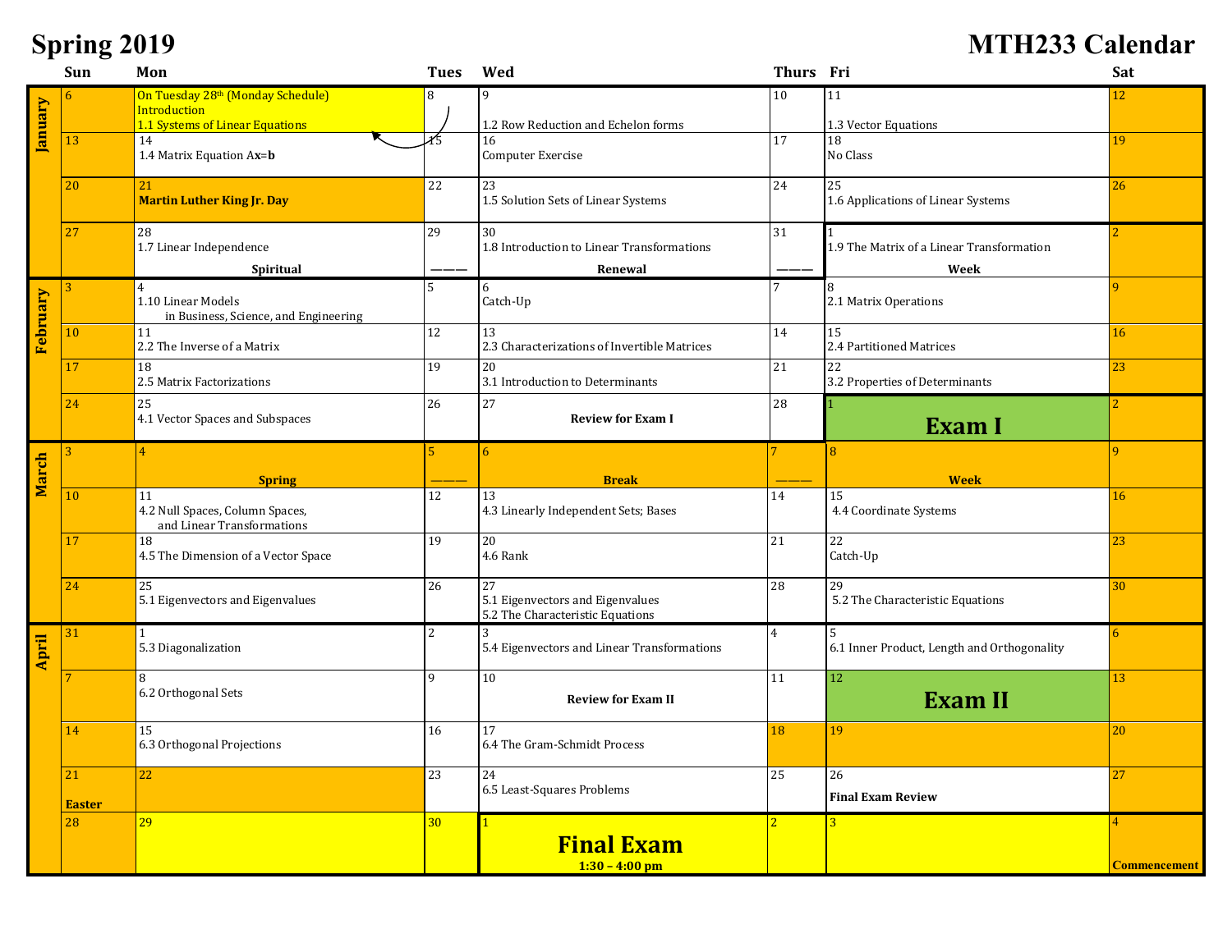# Spring 2019 — MTH233 Calendar

| | Sun | Mon | Tues | Wed | Thurs | Fri | Sat |
|---|---|---|---|---|---|---|---|
| January | 6 | On Tuesday 28th (Monday Schedule) Introduction 1.1 Systems of Linear Equations | 8 | 9 1.2 Row Reduction and Echelon forms | 10 | 11 1.3 Vector Equations | 12 |
| | 13 | 14 1.4 Matrix Equation A**x**=**b** | 15 | 16 Computer Exercise | 17 | 18 No Class | 19 |
| | 20 | 21 **Martin Luther King Jr. Day** | 22 | 23 1.5 Solution Sets of Linear Systems | 24 | 25 1.6 Applications of Linear Systems | 26 |
| | 27 | 28 1.7 Linear Independence **Spiritual** | 29 ——— | 30 1.8 Introduction to Linear Transformations **Renewal** | 31 ——— | 1 1.9 The Matrix of a Linear Transformation **Week** | 2 |
| February | 3 | 4 1.10 Linear Models in Business, Science, and Engineering | 5 | 6 Catch-Up | 7 | 8 2.1 Matrix Operations | 9 |
| | 10 | 11 2.2 The Inverse of a Matrix | 12 | 13 2.3 Characterizations of Invertible Matrices | 14 | 15 2.4 Partitioned Matrices | 16 |
| | 17 | 18 2.5 Matrix Factorizations | 19 | 20 3.1 Introduction to Determinants | 21 | 22 3.2 Properties of Determinants | 23 |
| | 24 | 25 4.1 Vector Spaces and Subspaces | 26 | 27 **Review for Exam I** | 28 | 1 **Exam I** | 2 |
| March | 3 | 4 **Spring** | 5 ——— | 6 **Break** | 7 ——— | 8 **Week** | 9 |
| | 10 | 11 4.2 Null Spaces, Column Spaces, and Linear Transformations | 12 | 13 4.3 Linearly Independent Sets; Bases | 14 | 15 4.4 Coordinate Systems | 16 |
| | 17 | 18 4.5 The Dimension of a Vector Space | 19 | 20 4.6 Rank | 21 | 22 Catch-Up | 23 |
| | 24 | 25 5.1 Eigenvectors and Eigenvalues | 26 | 27 5.1 Eigenvectors and Eigenvalues 5.2 The Characteristic Equations | 28 | 29 5.2 The Characteristic Equations | 30 |
| April | 31 | 1 5.3 Diagonalization | 2 | 3 5.4 Eigenvectors and Linear Transformations | 4 | 5 6.1 Inner Product, Length and Orthogonality | 6 |
| | 7 | 8 6.2 Orthogonal Sets | 9 | 10 **Review for Exam II** | 11 | 12 **Exam II** | 13 |
| | 14 | 15 6.3 Orthogonal Projections | 16 | 17 6.4 The Gram-Schmidt Process | 18 | 19 | 20 |
| | 21 **Easter** | 22 | 23 | 24 6.5 Least-Squares Problems | 25 | 26 **Final Exam Review** | 27 |
| | 28 | 29 | 30 | 1 **Final Exam** **1:30 – 4:00 pm** | 2 | 3 | 4 **Commencement** |